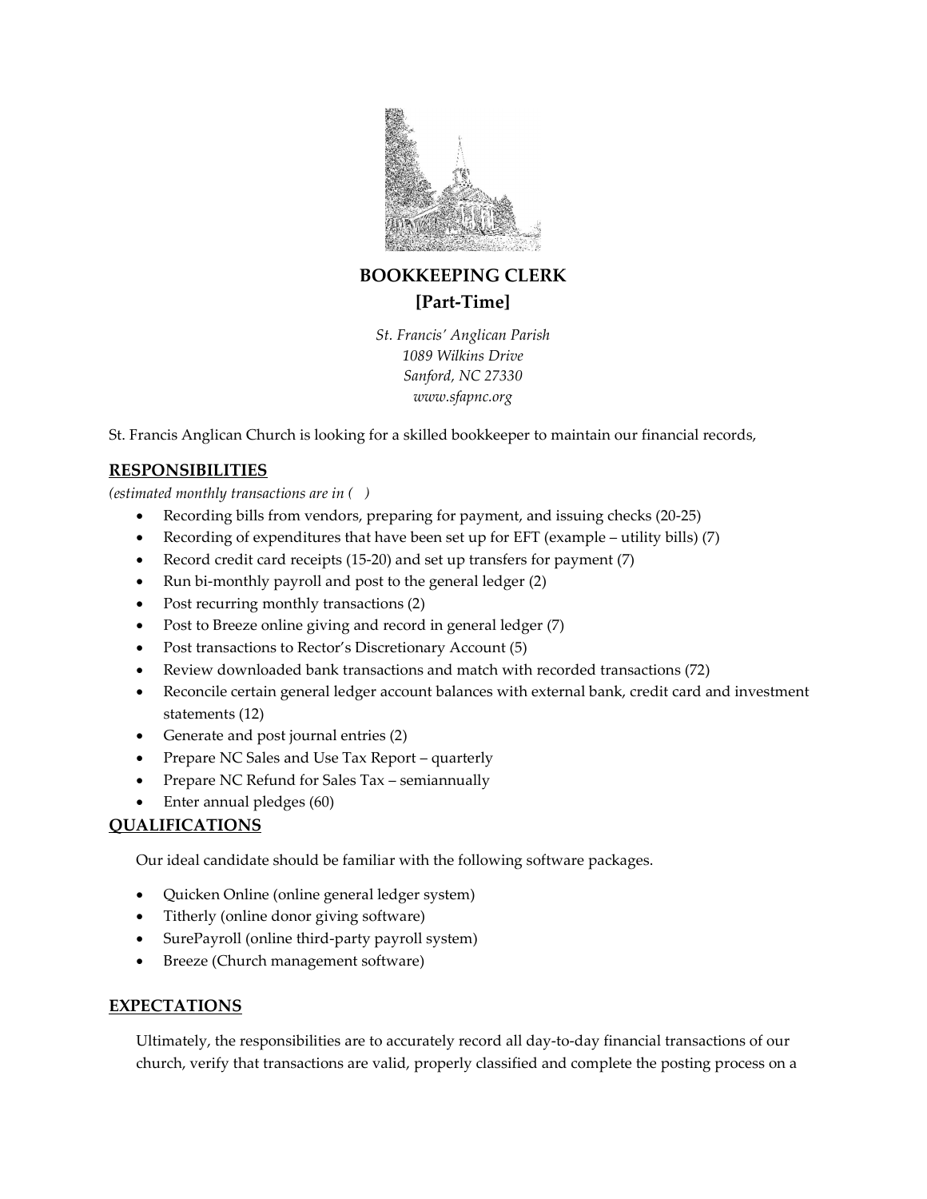# BOOKKEEPING CLERK
## [Part-Time]

*St. Francis' Anglican Parish*
*1089 Wilkins Drive*
*Sanford, NC 27330*
*www.sfapnc.org*

St. Francis Anglican Church is looking for a skilled bookkeeper to maintain our financial records,

### RESPONSIBILITIES

*(estimated monthly transactions are in ( )*

- Recording bills from vendors, preparing for payment, and issuing checks (20-25)
- Recording of expenditures that have been set up for EFT (example – utility bills) (7)
- Record credit card receipts (15-20) and set up transfers for payment (7)
- Run bi-monthly payroll and post to the general ledger (2)
- Post recurring monthly transactions (2)
- Post to Breeze online giving and record in general ledger (7)
- Post transactions to Rector's Discretionary Account (5)
- Review downloaded bank transactions and match with recorded transactions (72)
- Reconcile certain general ledger account balances with external bank, credit card and investment statements (12)
- Generate and post journal entries (2)
- Prepare NC Sales and Use Tax Report – quarterly
- Prepare NC Refund for Sales Tax – semiannually
- Enter annual pledges (60)

### QUALIFICATIONS

Our ideal candidate should be familiar with the following software packages.

- Quicken Online (online general ledger system)
- Titherly (online donor giving software)
- SurePayroll (online third-party payroll system)
- Breeze (Church management software)

### EXPECTATIONS

Ultimately, the responsibilities are to accurately record all day-to-day financial transactions of our church, verify that transactions are valid, properly classified and complete the posting process on a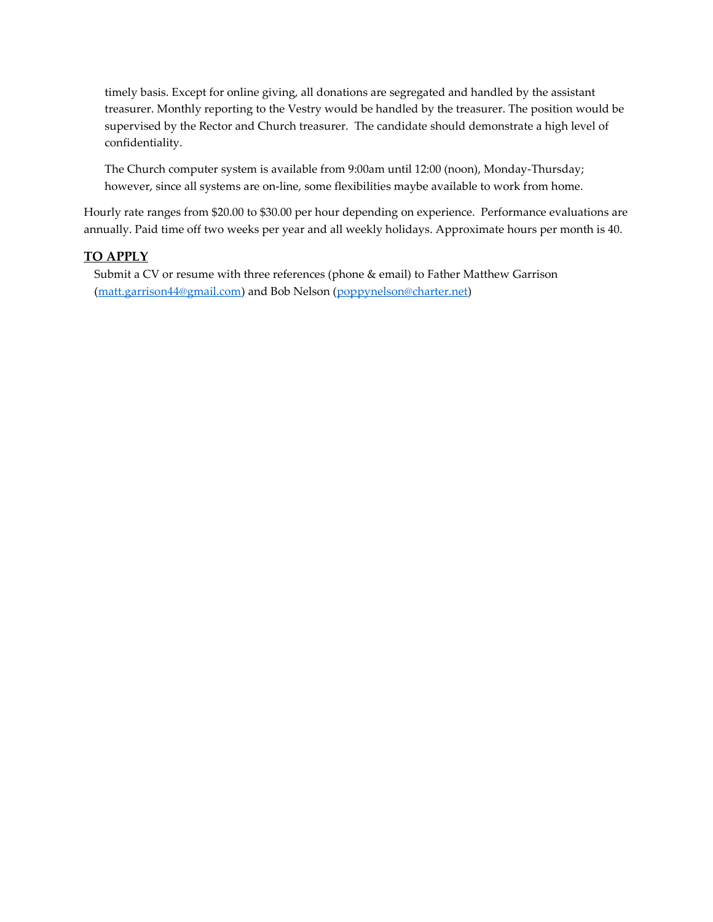timely basis. Except for online giving, all donations are segregated and handled by the assistant treasurer. Monthly reporting to the Vestry would be handled by the treasurer. The position would be supervised by the Rector and Church treasurer. The candidate should demonstrate a high level of confidentiality.

The Church computer system is available from 9:00am until 12:00 (noon), Monday-Thursday; however, since all systems are on-line, some flexibilities maybe available to work from home.

Hourly rate ranges from $20.00 to $30.00 per hour depending on experience. Performance evaluations are annually. Paid time off two weeks per year and all weekly holidays. Approximate hours per month is 40.

## TO APPLY

Submit a CV or resume with three references (phone & email) to Father Matthew Garrison (matt.garrison44@gmail.com) and Bob Nelson (poppynelson@charter.net)